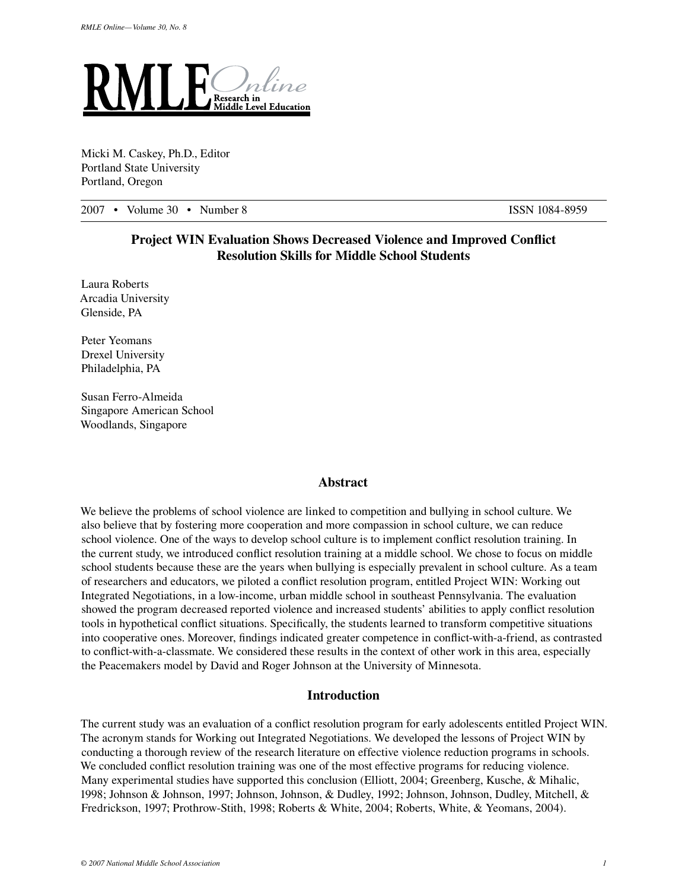# RMLE Online

Research in Middle Level Education

Micki M. Caskey, Ph.D., Editor
Portland State University
Portland, Oregon

2007 • Volume 30 • Number 8 ISSN 1084-8959

## Project WIN Evaluation Shows Decreased Violence and Improved Conflict Resolution Skills for Middle School Students

Laura Roberts
Arcadia University
Glenside, PA

Peter Yeomans
Drexel University
Philadelphia, PA

Susan Ferro-Almeida
Singapore American School
Woodlands, Singapore

### Abstract

We believe the problems of school violence are linked to competition and bullying in school culture. We also believe that by fostering more cooperation and more compassion in school culture, we can reduce school violence. One of the ways to develop school culture is to implement conflict resolution training. In the current study, we introduced conflict resolution training at a middle school. We chose to focus on middle school students because these are the years when bullying is especially prevalent in school culture. As a team of researchers and educators, we piloted a conflict resolution program, entitled Project WIN: Working out Integrated Negotiations, in a low-income, urban middle school in southeast Pennsylvania. The evaluation showed the program decreased reported violence and increased students' abilities to apply conflict resolution tools in hypothetical conflict situations. Specifically, the students learned to transform competitive situations into cooperative ones. Moreover, findings indicated greater competence in conflict-with-a-friend, as contrasted to conflict-with-a-classmate. We considered these results in the context of other work in this area, especially the Peacemakers model by David and Roger Johnson at the University of Minnesota.

### Introduction

The current study was an evaluation of a conflict resolution program for early adolescents entitled Project WIN. The acronym stands for Working out Integrated Negotiations. We developed the lessons of Project WIN by conducting a thorough review of the research literature on effective violence reduction programs in schools. We concluded conflict resolution training was one of the most effective programs for reducing violence. Many experimental studies have supported this conclusion (Elliott, 2004; Greenberg, Kusche, & Mihalic, 1998; Johnson & Johnson, 1997; Johnson, Johnson, & Dudley, 1992; Johnson, Johnson, Dudley, Mitchell, & Fredrickson, 1997; Prothrow-Stith, 1998; Roberts & White, 2004; Roberts, White, & Yeomans, 2004).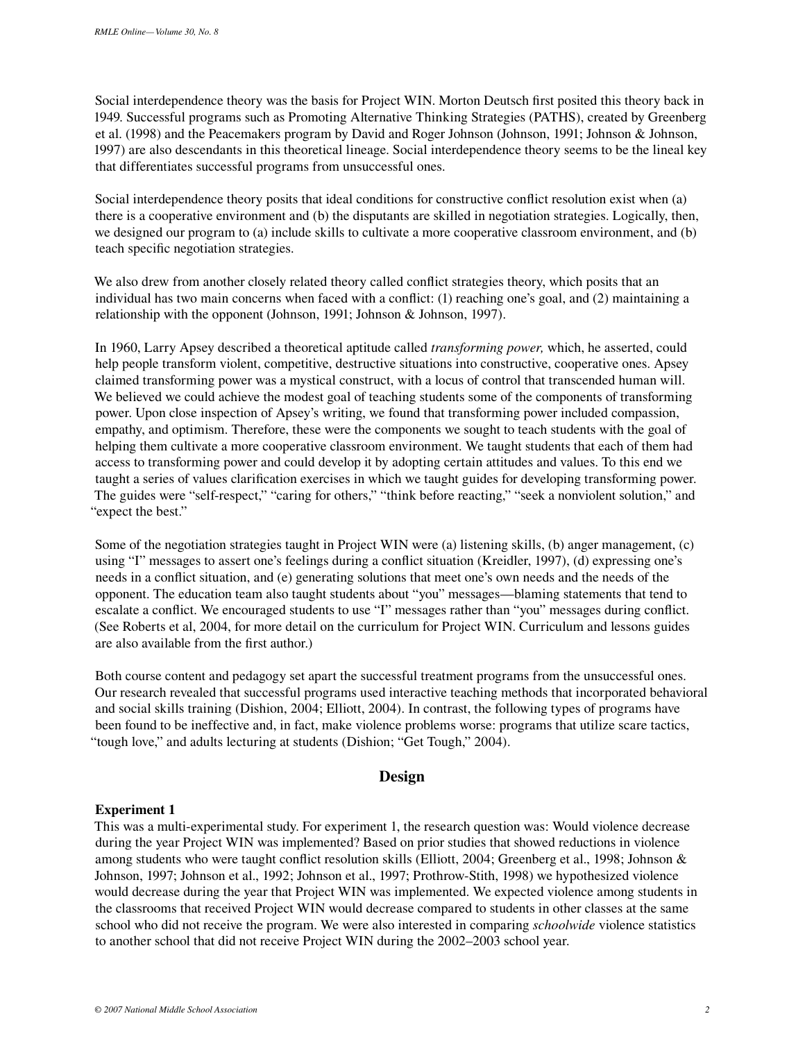Social interdependence theory was the basis for Project WIN. Morton Deutsch first posited this theory back in 1949. Successful programs such as Promoting Alternative Thinking Strategies (PATHS), created by Greenberg et al. (1998) and the Peacemakers program by David and Roger Johnson (Johnson, 1991; Johnson & Johnson, 1997) are also descendants in this theoretical lineage. Social interdependence theory seems to be the lineal key that differentiates successful programs from unsuccessful ones.

Social interdependence theory posits that ideal conditions for constructive conflict resolution exist when (a) there is a cooperative environment and (b) the disputants are skilled in negotiation strategies. Logically, then, we designed our program to (a) include skills to cultivate a more cooperative classroom environment, and (b) teach specific negotiation strategies.

We also drew from another closely related theory called conflict strategies theory, which posits that an individual has two main concerns when faced with a conflict: (1) reaching one's goal, and (2) maintaining a relationship with the opponent (Johnson, 1991; Johnson & Johnson, 1997).

In 1960, Larry Apsey described a theoretical aptitude called *transforming power,* which, he asserted, could help people transform violent, competitive, destructive situations into constructive, cooperative ones. Apsey claimed transforming power was a mystical construct, with a locus of control that transcended human will. We believed we could achieve the modest goal of teaching students some of the components of transforming power. Upon close inspection of Apsey's writing, we found that transforming power included compassion, empathy, and optimism. Therefore, these were the components we sought to teach students with the goal of helping them cultivate a more cooperative classroom environment. We taught students that each of them had access to transforming power and could develop it by adopting certain attitudes and values. To this end we taught a series of values clarification exercises in which we taught guides for developing transforming power. The guides were "self-respect," "caring for others," "think before reacting," "seek a nonviolent solution," and "expect the best."

Some of the negotiation strategies taught in Project WIN were (a) listening skills, (b) anger management, (c) using "I" messages to assert one's feelings during a conflict situation (Kreidler, 1997), (d) expressing one's needs in a conflict situation, and (e) generating solutions that meet one's own needs and the needs of the opponent. The education team also taught students about "you" messages—blaming statements that tend to escalate a conflict. We encouraged students to use "I" messages rather than "you" messages during conflict. (See Roberts et al, 2004, for more detail on the curriculum for Project WIN. Curriculum and lessons guides are also available from the first author.)

Both course content and pedagogy set apart the successful treatment programs from the unsuccessful ones. Our research revealed that successful programs used interactive teaching methods that incorporated behavioral and social skills training (Dishion, 2004; Elliott, 2004). In contrast, the following types of programs have been found to be ineffective and, in fact, make violence problems worse: programs that utilize scare tactics, "tough love," and adults lecturing at students (Dishion; "Get Tough," 2004).

## Design

### Experiment 1

This was a multi-experimental study. For experiment 1, the research question was: Would violence decrease during the year Project WIN was implemented? Based on prior studies that showed reductions in violence among students who were taught conflict resolution skills (Elliott, 2004; Greenberg et al., 1998; Johnson & Johnson, 1997; Johnson et al., 1992; Johnson et al., 1997; Prothrow-Stith, 1998) we hypothesized violence would decrease during the year that Project WIN was implemented. We expected violence among students in the classrooms that received Project WIN would decrease compared to students in other classes at the same school who did not receive the program. We were also interested in comparing *schoolwide* violence statistics to another school that did not receive Project WIN during the 2002–2003 school year.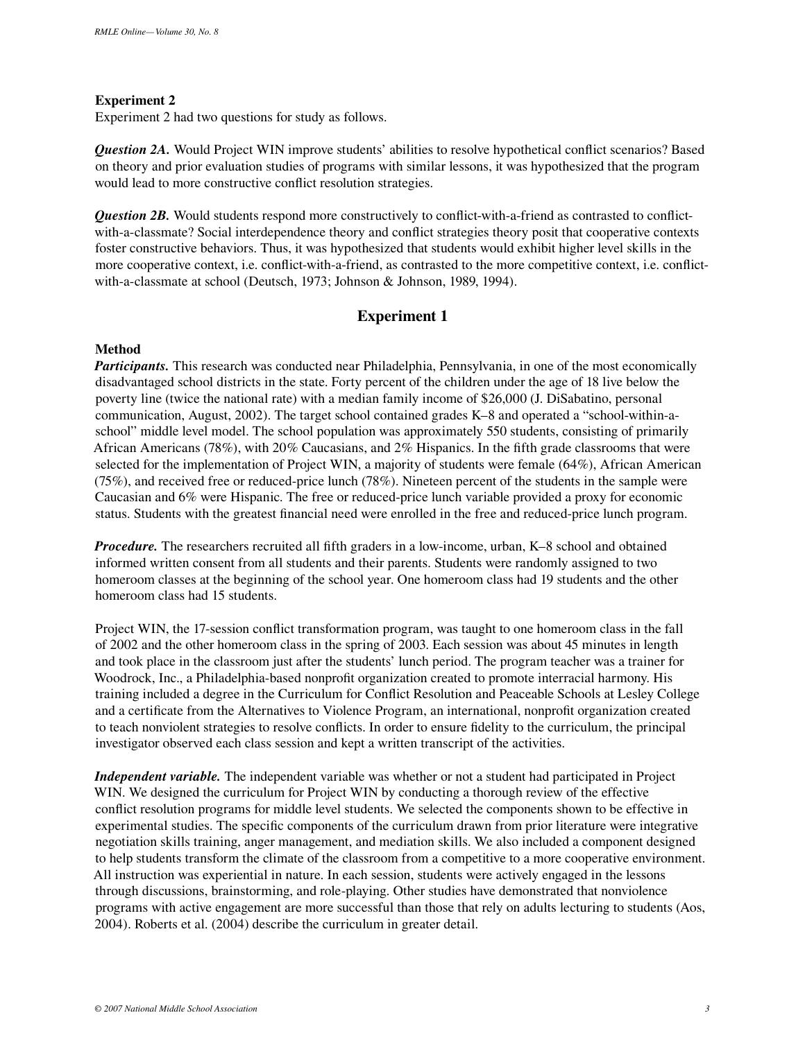**Experiment 2**

Experiment 2 had two questions for study as follows.

***Question 2A.*** Would Project WIN improve students' abilities to resolve hypothetical conflict scenarios? Based on theory and prior evaluation studies of programs with similar lessons, it was hypothesized that the program would lead to more constructive conflict resolution strategies.

***Question 2B.*** Would students respond more constructively to conflict-with-a-friend as contrasted to conflict-with-a-classmate? Social interdependence theory and conflict strategies theory posit that cooperative contexts foster constructive behaviors. Thus, it was hypothesized that students would exhibit higher level skills in the more cooperative context, i.e. conflict-with-a-friend, as contrasted to the more competitive context, i.e. conflict-with-a-classmate at school (Deutsch, 1973; Johnson & Johnson, 1989, 1994).

## Experiment 1

**Method**

***Participants.*** This research was conducted near Philadelphia, Pennsylvania, in one of the most economically disadvantaged school districts in the state. Forty percent of the children under the age of 18 live below the poverty line (twice the national rate) with a median family income of $26,000 (J. DiSabatino, personal communication, August, 2002). The target school contained grades K–8 and operated a "school-within-a-school" middle level model. The school population was approximately 550 students, consisting of primarily African Americans (78%), with 20% Caucasians, and 2% Hispanics. In the fifth grade classrooms that were selected for the implementation of Project WIN, a majority of students were female (64%), African American (75%), and received free or reduced-price lunch (78%). Nineteen percent of the students in the sample were Caucasian and 6% were Hispanic. The free or reduced-price lunch variable provided a proxy for economic status. Students with the greatest financial need were enrolled in the free and reduced-price lunch program.

***Procedure.*** The researchers recruited all fifth graders in a low-income, urban, K–8 school and obtained informed written consent from all students and their parents. Students were randomly assigned to two homeroom classes at the beginning of the school year. One homeroom class had 19 students and the other homeroom class had 15 students.

Project WIN, the 17-session conflict transformation program, was taught to one homeroom class in the fall of 2002 and the other homeroom class in the spring of 2003. Each session was about 45 minutes in length and took place in the classroom just after the students' lunch period. The program teacher was a trainer for Woodrock, Inc., a Philadelphia-based nonprofit organization created to promote interracial harmony. His training included a degree in the Curriculum for Conflict Resolution and Peaceable Schools at Lesley College and a certificate from the Alternatives to Violence Program, an international, nonprofit organization created to teach nonviolent strategies to resolve conflicts. In order to ensure fidelity to the curriculum, the principal investigator observed each class session and kept a written transcript of the activities.

***Independent variable.*** The independent variable was whether or not a student had participated in Project WIN. We designed the curriculum for Project WIN by conducting a thorough review of the effective conflict resolution programs for middle level students. We selected the components shown to be effective in experimental studies. The specific components of the curriculum drawn from prior literature were integrative negotiation skills training, anger management, and mediation skills. We also included a component designed to help students transform the climate of the classroom from a competitive to a more cooperative environment. All instruction was experiential in nature. In each session, students were actively engaged in the lessons through discussions, brainstorming, and role-playing. Other studies have demonstrated that nonviolence programs with active engagement are more successful than those that rely on adults lecturing to students (Aos, 2004). Roberts et al. (2004) describe the curriculum in greater detail.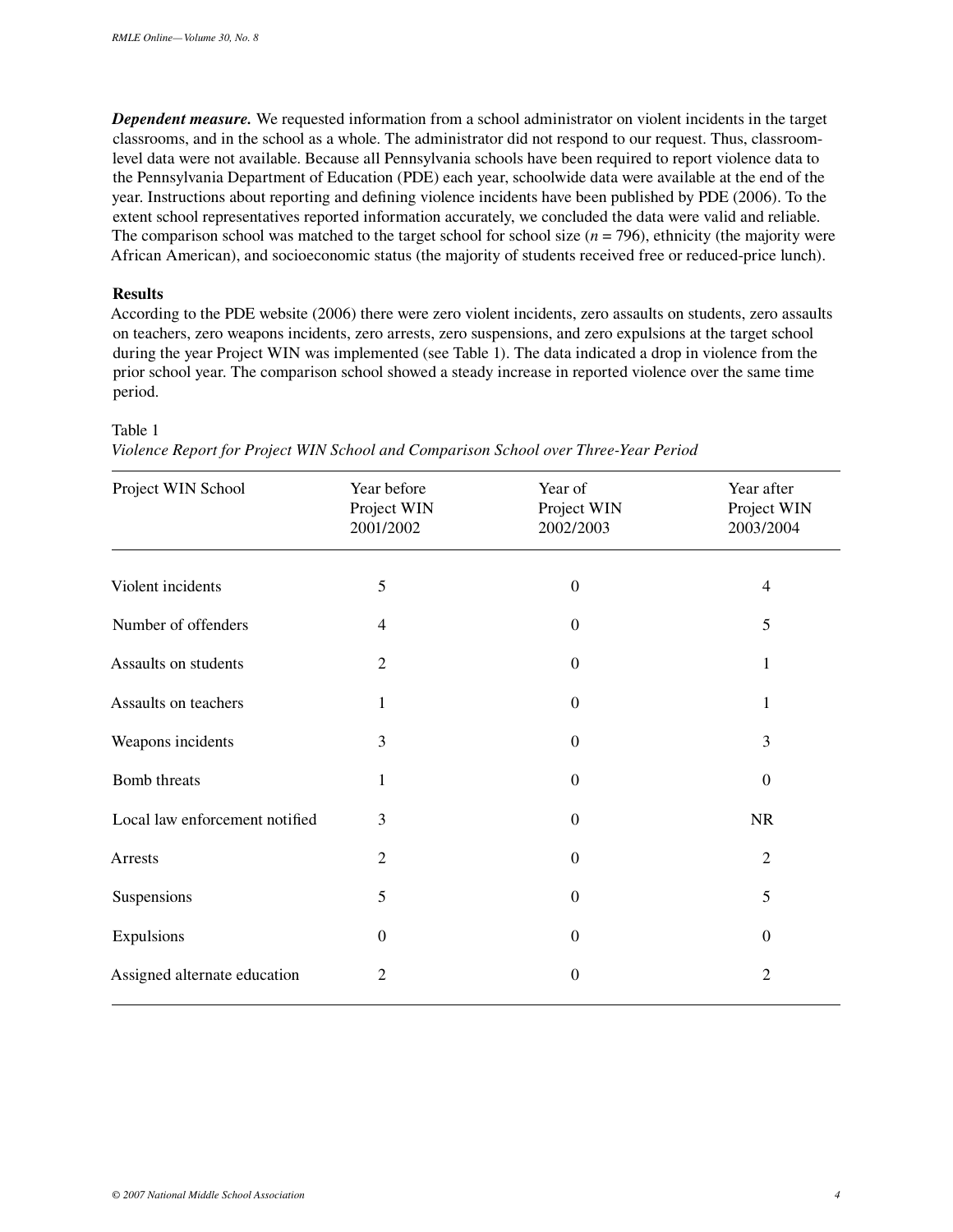***Dependent measure.*** We requested information from a school administrator on violent incidents in the target classrooms, and in the school as a whole. The administrator did not respond to our request. Thus, classroom-level data were not available. Because all Pennsylvania schools have been required to report violence data to the Pennsylvania Department of Education (PDE) each year, schoolwide data were available at the end of the year. Instructions about reporting and defining violence incidents have been published by PDE (2006). To the extent school representatives reported information accurately, we concluded the data were valid and reliable. The comparison school was matched to the target school for school size ($n$ = 796), ethnicity (the majority were African American), and socioeconomic status (the majority of students received free or reduced-price lunch).

**Results**

According to the PDE website (2006) there were zero violent incidents, zero assaults on students, zero assaults on teachers, zero weapons incidents, zero arrests, zero suspensions, and zero expulsions at the target school during the year Project WIN was implemented (see Table 1). The data indicated a drop in violence from the prior school year. The comparison school showed a steady increase in reported violence over the same time period.

Table 1

*Violence Report for Project WIN School and Comparison School over Three-Year Period*

| Project WIN School | Year before Project WIN 2001/2002 | Year of Project WIN 2002/2003 | Year after Project WIN 2003/2004 |
|---|---|---|---|
| Violent incidents | 5 | 0 | 4 |
| Number of offenders | 4 | 0 | 5 |
| Assaults on students | 2 | 0 | 1 |
| Assaults on teachers | 1 | 0 | 1 |
| Weapons incidents | 3 | 0 | 3 |
| Bomb threats | 1 | 0 | 0 |
| Local law enforcement notified | 3 | 0 | NR |
| Arrests | 2 | 0 | 2 |
| Suspensions | 5 | 0 | 5 |
| Expulsions | 0 | 0 | 0 |
| Assigned alternate education | 2 | 0 | 2 |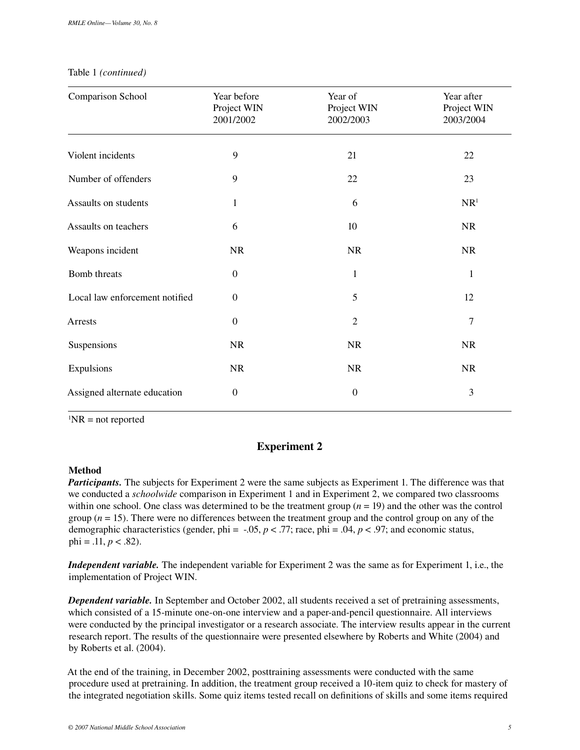Table 1 *(continued)*

| Comparison School | Year before Project WIN 2001/2002 | Year of Project WIN 2002/2003 | Year after Project WIN 2003/2004 |
|---|---|---|---|
| Violent incidents | 9 | 21 | 22 |
| Number of offenders | 9 | 22 | 23 |
| Assaults on students | 1 | 6 | NR[1] |
| Assaults on teachers | 6 | 10 | NR |
| Weapons incident | NR | NR | NR |
| Bomb threats | 0 | 1 | 1 |
| Local law enforcement notified | 0 | 5 | 12 |
| Arrests | 0 | 2 | 7 |
| Suspensions | NR | NR | NR |
| Expulsions | NR | NR | NR |
| Assigned alternate education | 0 | 0 | 3 |

[1]NR = not reported

## Experiment 2

### Method

***Participants.*** The subjects for Experiment 2 were the same subjects as Experiment 1. The difference was that we conducted a *schoolwide* comparison in Experiment 1 and in Experiment 2, we compared two classrooms within one school. One class was determined to be the treatment group ($n = 19$) and the other was the control group ($n = 15$). There were no differences between the treatment group and the control group on any of the demographic characteristics (gender, phi = -.05, $p < .77$; race, phi = .04, $p < .97$; and economic status, phi = .11, $p < .82$).

***Independent variable.*** The independent variable for Experiment 2 was the same as for Experiment 1, i.e., the implementation of Project WIN.

***Dependent variable.*** In September and October 2002, all students received a set of pretraining assessments, which consisted of a 15-minute one-on-one interview and a paper-and-pencil questionnaire. All interviews were conducted by the principal investigator or a research associate. The interview results appear in the current research report. The results of the questionnaire were presented elsewhere by Roberts and White (2004) and by Roberts et al. (2004).

At the end of the training, in December 2002, posttraining assessments were conducted with the same procedure used at pretraining. In addition, the treatment group received a 10-item quiz to check for mastery of the integrated negotiation skills. Some quiz items tested recall on definitions of skills and some items required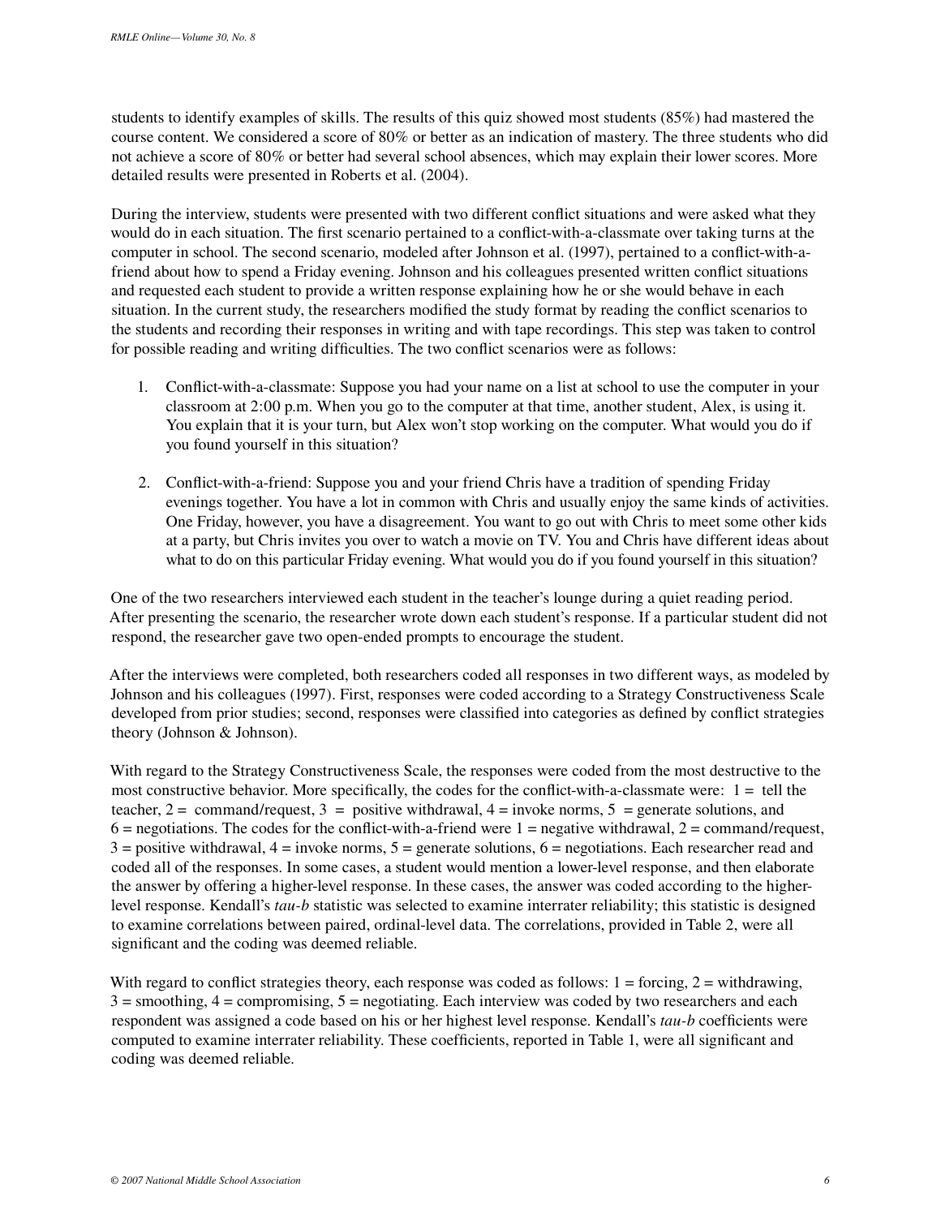students to identify examples of skills. The results of this quiz showed most students (85%) had mastered the course content. We considered a score of 80% or better as an indication of mastery. The three students who did not achieve a score of 80% or better had several school absences, which may explain their lower scores. More detailed results were presented in Roberts et al. (2004).

During the interview, students were presented with two different conflict situations and were asked what they would do in each situation. The first scenario pertained to a conflict-with-a-classmate over taking turns at the computer in school. The second scenario, modeled after Johnson et al. (1997), pertained to a conflict-with-a-friend about how to spend a Friday evening. Johnson and his colleagues presented written conflict situations and requested each student to provide a written response explaining how he or she would behave in each situation. In the current study, the researchers modified the study format by reading the conflict scenarios to the students and recording their responses in writing and with tape recordings. This step was taken to control for possible reading and writing difficulties. The two conflict scenarios were as follows:

1. Conflict-with-a-classmate: Suppose you had your name on a list at school to use the computer in your classroom at 2:00 p.m. When you go to the computer at that time, another student, Alex, is using it. You explain that it is your turn, but Alex won't stop working on the computer. What would you do if you found yourself in this situation?

2. Conflict-with-a-friend: Suppose you and your friend Chris have a tradition of spending Friday evenings together. You have a lot in common with Chris and usually enjoy the same kinds of activities. One Friday, however, you have a disagreement. You want to go out with Chris to meet some other kids at a party, but Chris invites you over to watch a movie on TV. You and Chris have different ideas about what to do on this particular Friday evening. What would you do if you found yourself in this situation?

One of the two researchers interviewed each student in the teacher's lounge during a quiet reading period. After presenting the scenario, the researcher wrote down each student's response. If a particular student did not respond, the researcher gave two open-ended prompts to encourage the student.

After the interviews were completed, both researchers coded all responses in two different ways, as modeled by Johnson and his colleagues (1997). First, responses were coded according to a Strategy Constructiveness Scale developed from prior studies; second, responses were classified into categories as defined by conflict strategies theory (Johnson & Johnson).

With regard to the Strategy Constructiveness Scale, the responses were coded from the most destructive to the most constructive behavior. More specifically, the codes for the conflict-with-a-classmate were: 1 = tell the teacher, 2 = command/request, 3 = positive withdrawal, 4 = invoke norms, 5 = generate solutions, and 6 = negotiations. The codes for the conflict-with-a-friend were 1 = negative withdrawal, 2 = command/request, 3 = positive withdrawal, 4 = invoke norms, 5 = generate solutions, 6 = negotiations. Each researcher read and coded all of the responses. In some cases, a student would mention a lower-level response, and then elaborate the answer by offering a higher-level response. In these cases, the answer was coded according to the higher-level response. Kendall's *tau-b* statistic was selected to examine interrater reliability; this statistic is designed to examine correlations between paired, ordinal-level data. The correlations, provided in Table 2, were all significant and the coding was deemed reliable.

With regard to conflict strategies theory, each response was coded as follows: 1 = forcing, 2 = withdrawing, 3 = smoothing, 4 = compromising, 5 = negotiating. Each interview was coded by two researchers and each respondent was assigned a code based on his or her highest level response. Kendall's *tau-b* coefficients were computed to examine interrater reliability. These coefficients, reported in Table 1, were all significant and coding was deemed reliable.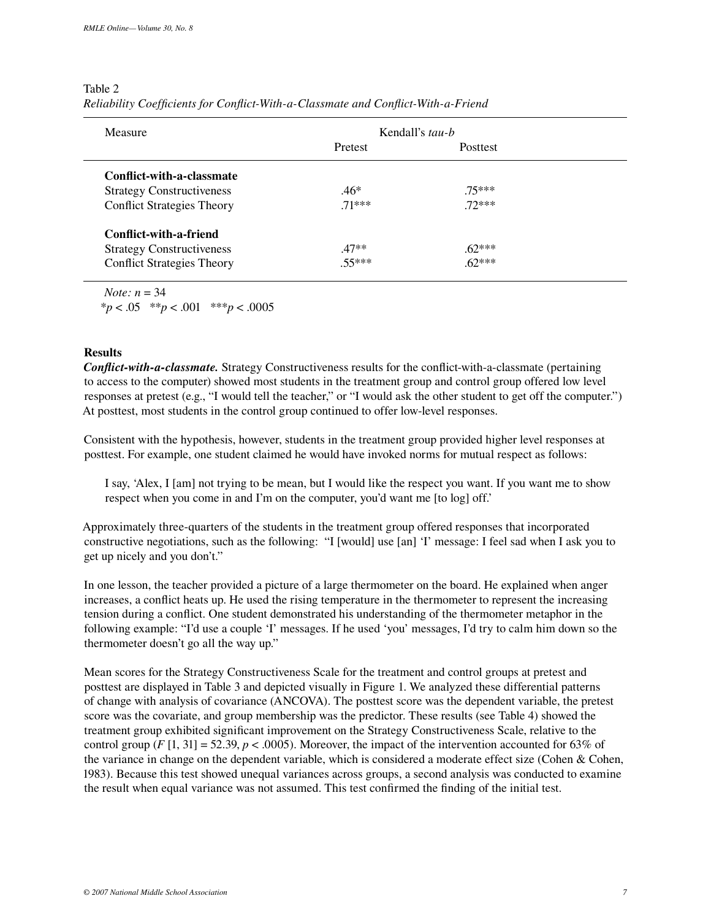Table 2
*Reliability Coefficients for Conflict-With-a-Classmate and Conflict-With-a-Friend*

| Measure | Kendall's *tau-b* | |
|---|---|---|
| | Pretest | Posttest |
| **Conflict-with-a-classmate** | | |
| Strategy Constructiveness | .46* | .75*** |
| Conflict Strategies Theory | .71*** | .72*** |
| **Conflict-with-a-friend** | | |
| Strategy Constructiveness | .47** | .62*** |
| Conflict Strategies Theory | .55*** | .62*** |

*Note:* $n = 34$
*$p < .05$ **$p < .001$ ***$p < .0005$

**Results**

***Conflict-with-a-classmate.*** Strategy Constructiveness results for the conflict-with-a-classmate (pertaining to access to the computer) showed most students in the treatment group and control group offered low level responses at pretest (e.g., "I would tell the teacher," or "I would ask the other student to get off the computer.") At posttest, most students in the control group continued to offer low-level responses.

Consistent with the hypothesis, however, students in the treatment group provided higher level responses at posttest. For example, one student claimed he would have invoked norms for mutual respect as follows:

> I say, 'Alex, I [am] not trying to be mean, but I would like the respect you want. If you want me to show respect when you come in and I'm on the computer, you'd want me [to log] off.'

Approximately three-quarters of the students in the treatment group offered responses that incorporated constructive negotiations, such as the following: "I [would] use [an] 'I' message: I feel sad when I ask you to get up nicely and you don't."

In one lesson, the teacher provided a picture of a large thermometer on the board. He explained when anger increases, a conflict heats up. He used the rising temperature in the thermometer to represent the increasing tension during a conflict. One student demonstrated his understanding of the thermometer metaphor in the following example: "I'd use a couple 'I' messages. If he used 'you' messages, I'd try to calm him down so the thermometer doesn't go all the way up."

Mean scores for the Strategy Constructiveness Scale for the treatment and control groups at pretest and posttest are displayed in Table 3 and depicted visually in Figure 1. We analyzed these differential patterns of change with analysis of covariance (ANCOVA). The posttest score was the dependent variable, the pretest score was the covariate, and group membership was the predictor. These results (see Table 4) showed the treatment group exhibited significant improvement on the Strategy Constructiveness Scale, relative to the control group ($F$ [1, 31] = 52.39, $p < .0005$). Moreover, the impact of the intervention accounted for 63% of the variance in change on the dependent variable, which is considered a moderate effect size (Cohen & Cohen, 1983). Because this test showed unequal variances across groups, a second analysis was conducted to examine the result when equal variance was not assumed. This test confirmed the finding of the initial test.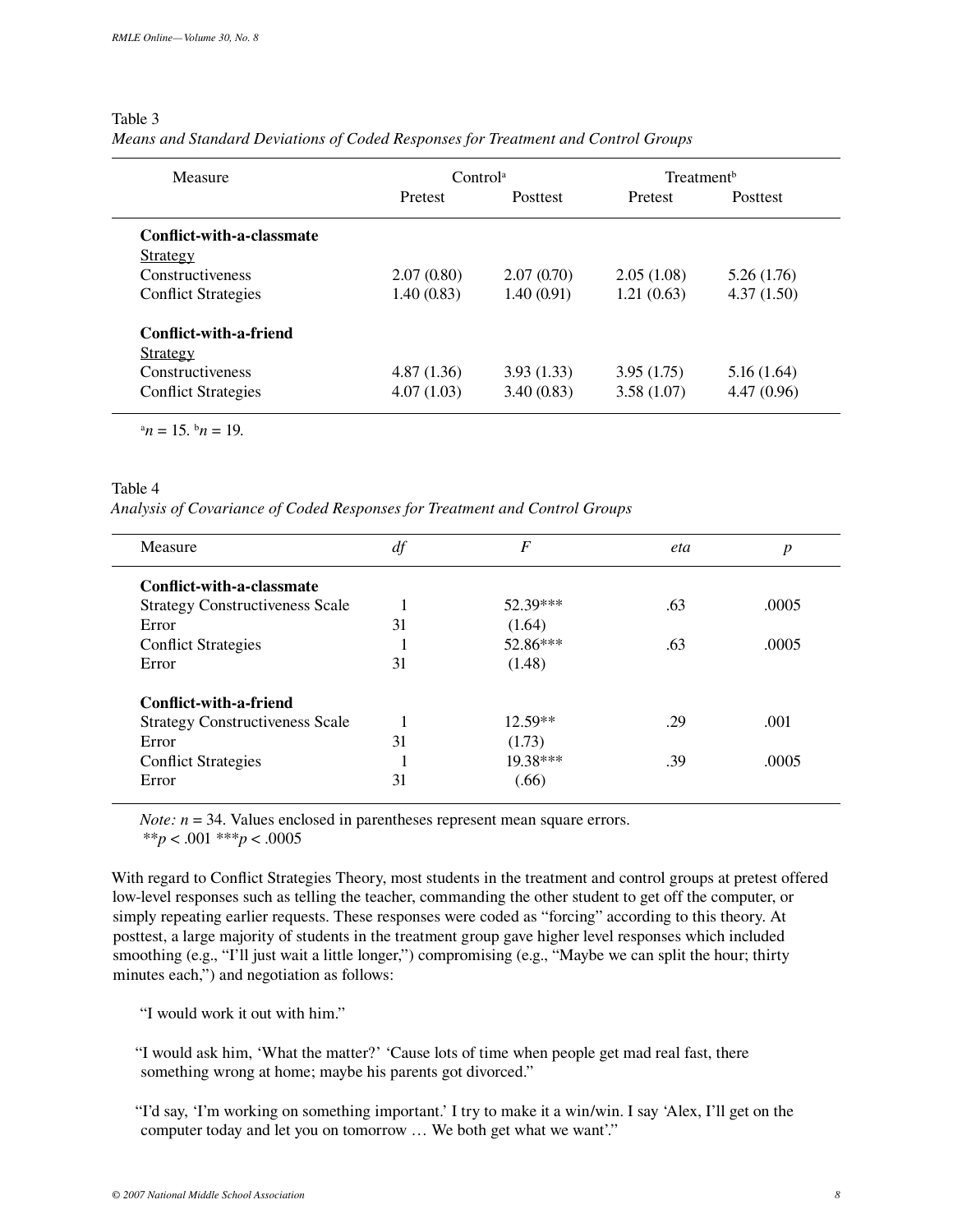Table 3
*Means and Standard Deviations of Coded Responses for Treatment and Control Groups*

| Measure | Control[a] | | Treatment[b] | |
|---|---|---|---|---|
| | Pretest | Posttest | Pretest | Posttest |
| **Conflict-with-a-classmate** | | | | |
| Strategy | | | | |
| Constructiveness | 2.07 (0.80) | 2.07 (0.70) | 2.05 (1.08) | 5.26 (1.76) |
| Conflict Strategies | 1.40 (0.83) | 1.40 (0.91) | 1.21 (0.63) | 4.37 (1.50) |
| **Conflict-with-a-friend** | | | | |
| Strategy | | | | |
| Constructiveness | 4.87 (1.36) | 3.93 (1.33) | 3.95 (1.75) | 5.16 (1.64) |
| Conflict Strategies | 4.07 (1.03) | 3.40 (0.83) | 3.58 (1.07) | 4.47 (0.96) |

[a]$n = 15$. [b]$n = 19$.

Table 4
*Analysis of Covariance of Coded Responses for Treatment and Control Groups*

| Measure | *df* | *F* | *eta* | *p* |
|---|---|---|---|---|
| **Conflict-with-a-classmate** | | | | |
| Strategy Constructiveness Scale | 1 | 52.39*** | .63 | .0005 |
| Error | 31 | (1.64) | | |
| Conflict Strategies | 1 | 52.86*** | .63 | .0005 |
| Error | 31 | (1.48) | | |
| **Conflict-with-a-friend** | | | | |
| Strategy Constructiveness Scale | 1 | 12.59** | .29 | .001 |
| Error | 31 | (1.73) | | |
| Conflict Strategies | 1 | 19.38*** | .39 | .0005 |
| Error | 31 | (.66) | | |

*Note:* $n = 34$. Values enclosed in parentheses represent mean square errors.
**$p < .001$ ***$p < .0005$

With regard to Conflict Strategies Theory, most students in the treatment and control groups at pretest offered low-level responses such as telling the teacher, commanding the other student to get off the computer, or simply repeating earlier requests. These responses were coded as "forcing" according to this theory. At posttest, a large majority of students in the treatment group gave higher level responses which included smoothing (e.g., "I'll just wait a little longer,") compromising (e.g., "Maybe we can split the hour; thirty minutes each,") and negotiation as follows:

> "I would work it out with him."

> "I would ask him, 'What the matter?' 'Cause lots of time when people get mad real fast, there something wrong at home; maybe his parents got divorced."

> "I'd say, 'I'm working on something important.' I try to make it a win/win. I say 'Alex, I'll get on the computer today and let you on tomorrow … We both get what we want'."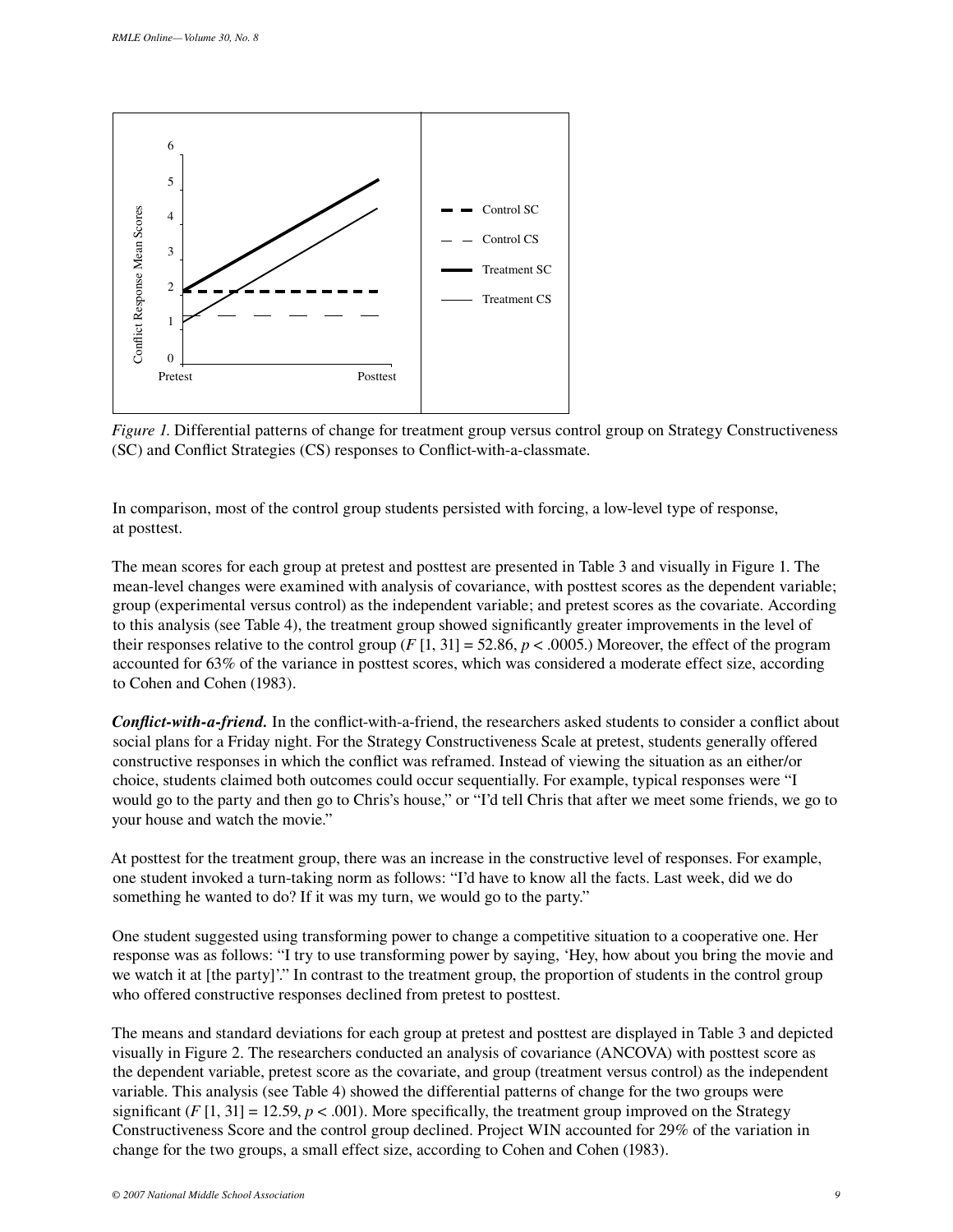6

5

4

3

2

1

0

Conflict Response Mean Scores

Pretest

Posttest

Control SC

Control CS

Treatment SC

Treatment CS

*Figure 1.* Differential patterns of change for treatment group versus control group on Strategy Constructiveness (SC) and Conflict Strategies (CS) responses to Conflict-with-a-classmate.

In comparison, most of the control group students persisted with forcing, a low-level type of response, at posttest.

The mean scores for each group at pretest and posttest are presented in Table 3 and visually in Figure 1. The mean-level changes were examined with analysis of covariance, with posttest scores as the dependent variable; group (experimental versus control) as the independent variable; and pretest scores as the covariate. According to this analysis (see Table 4), the treatment group showed significantly greater improvements in the level of their responses relative to the control group ($F$ [1, 31] = 52.86, $p < .0005$.) Moreover, the effect of the program accounted for 63% of the variance in posttest scores, which was considered a moderate effect size, according to Cohen and Cohen (1983).

***Conflict-with-a-friend.*** In the conflict-with-a-friend, the researchers asked students to consider a conflict about social plans for a Friday night. For the Strategy Constructiveness Scale at pretest, students generally offered constructive responses in which the conflict was reframed. Instead of viewing the situation as an either/or choice, students claimed both outcomes could occur sequentially. For example, typical responses were "I would go to the party and then go to Chris's house," or "I'd tell Chris that after we meet some friends, we go to your house and watch the movie."

At posttest for the treatment group, there was an increase in the constructive level of responses. For example, one student invoked a turn-taking norm as follows: "I'd have to know all the facts. Last week, did we do something he wanted to do? If it was my turn, we would go to the party."

One student suggested using transforming power to change a competitive situation to a cooperative one. Her response was as follows: "I try to use transforming power by saying, 'Hey, how about you bring the movie and we watch it at [the party]'." In contrast to the treatment group, the proportion of students in the control group who offered constructive responses declined from pretest to posttest.

The means and standard deviations for each group at pretest and posttest are displayed in Table 3 and depicted visually in Figure 2. The researchers conducted an analysis of covariance (ANCOVA) with posttest score as the dependent variable, pretest score as the covariate, and group (treatment versus control) as the independent variable. This analysis (see Table 4) showed the differential patterns of change for the two groups were significant ($F$ [1, 31] = 12.59, $p < .001$). More specifically, the treatment group improved on the Strategy Constructiveness Score and the control group declined. Project WIN accounted for 29% of the variation in change for the two groups, a small effect size, according to Cohen and Cohen (1983).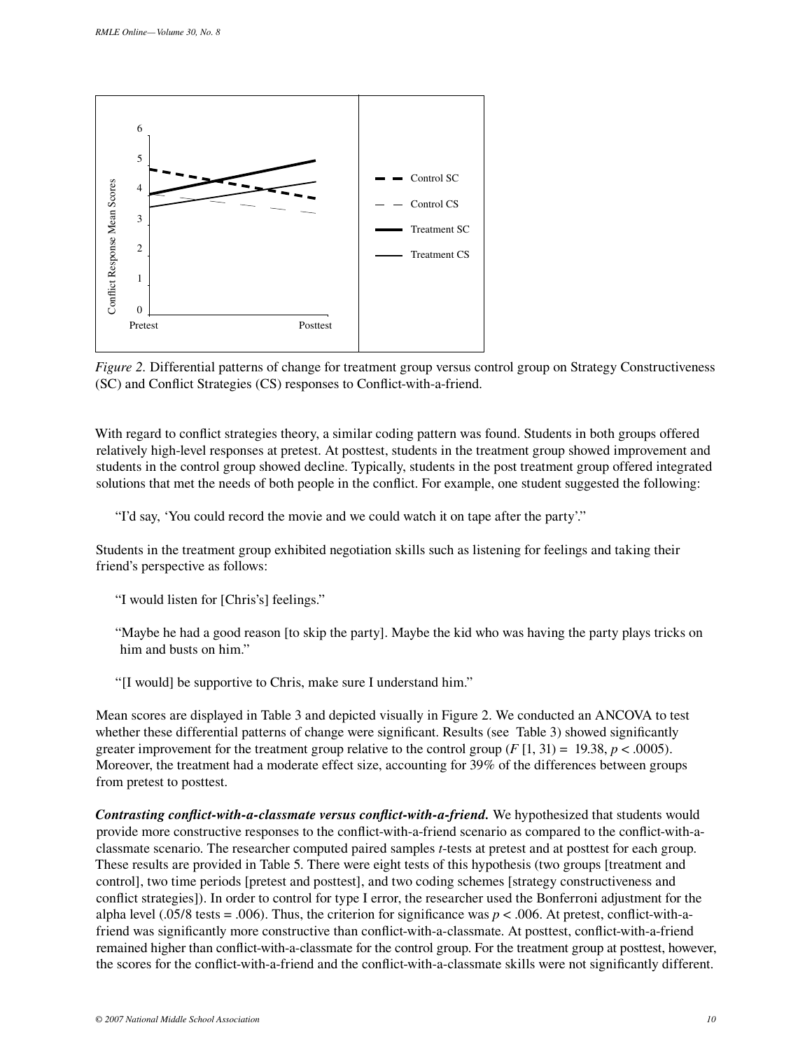*Figure 2.* Differential patterns of change for treatment group versus control group on Strategy Constructiveness (SC) and Conflict Strategies (CS) responses to Conflict-with-a-friend.

With regard to conflict strategies theory, a similar coding pattern was found. Students in both groups offered relatively high-level responses at pretest. At posttest, students in the treatment group showed improvement and students in the control group showed decline. Typically, students in the post treatment group offered integrated solutions that met the needs of both people in the conflict. For example, one student suggested the following:

> "I'd say, 'You could record the movie and we could watch it on tape after the party'."

Students in the treatment group exhibited negotiation skills such as listening for feelings and taking their friend's perspective as follows:

> "I would listen for [Chris's] feelings."

> "Maybe he had a good reason [to skip the party]. Maybe the kid who was having the party plays tricks on him and busts on him."

> "[I would] be supportive to Chris, make sure I understand him."

Mean scores are displayed in Table 3 and depicted visually in Figure 2. We conducted an ANCOVA to test whether these differential patterns of change were significant. Results (see Table 3) showed significantly greater improvement for the treatment group relative to the control group ($F$ [1, 31) = 19.38, $p < .0005$). Moreover, the treatment had a moderate effect size, accounting for 39% of the differences between groups from pretest to posttest.

***Contrasting conflict-with-a-classmate versus conflict-with-a-friend.*** We hypothesized that students would provide more constructive responses to the conflict-with-a-friend scenario as compared to the conflict-with-a-classmate scenario. The researcher computed paired samples $t$-tests at pretest and at posttest for each group. These results are provided in Table 5. There were eight tests of this hypothesis (two groups [treatment and control], two time periods [pretest and posttest], and two coding schemes [strategy constructiveness and conflict strategies]). In order to control for type I error, the researcher used the Bonferroni adjustment for the alpha level (.05/8 tests = .006). Thus, the criterion for significance was $p < .006$. At pretest, conflict-with-a-friend was significantly more constructive than conflict-with-a-classmate. At posttest, conflict-with-a-friend remained higher than conflict-with-a-classmate for the control group. For the treatment group at posttest, however, the scores for the conflict-with-a-friend and the conflict-with-a-classmate skills were not significantly different.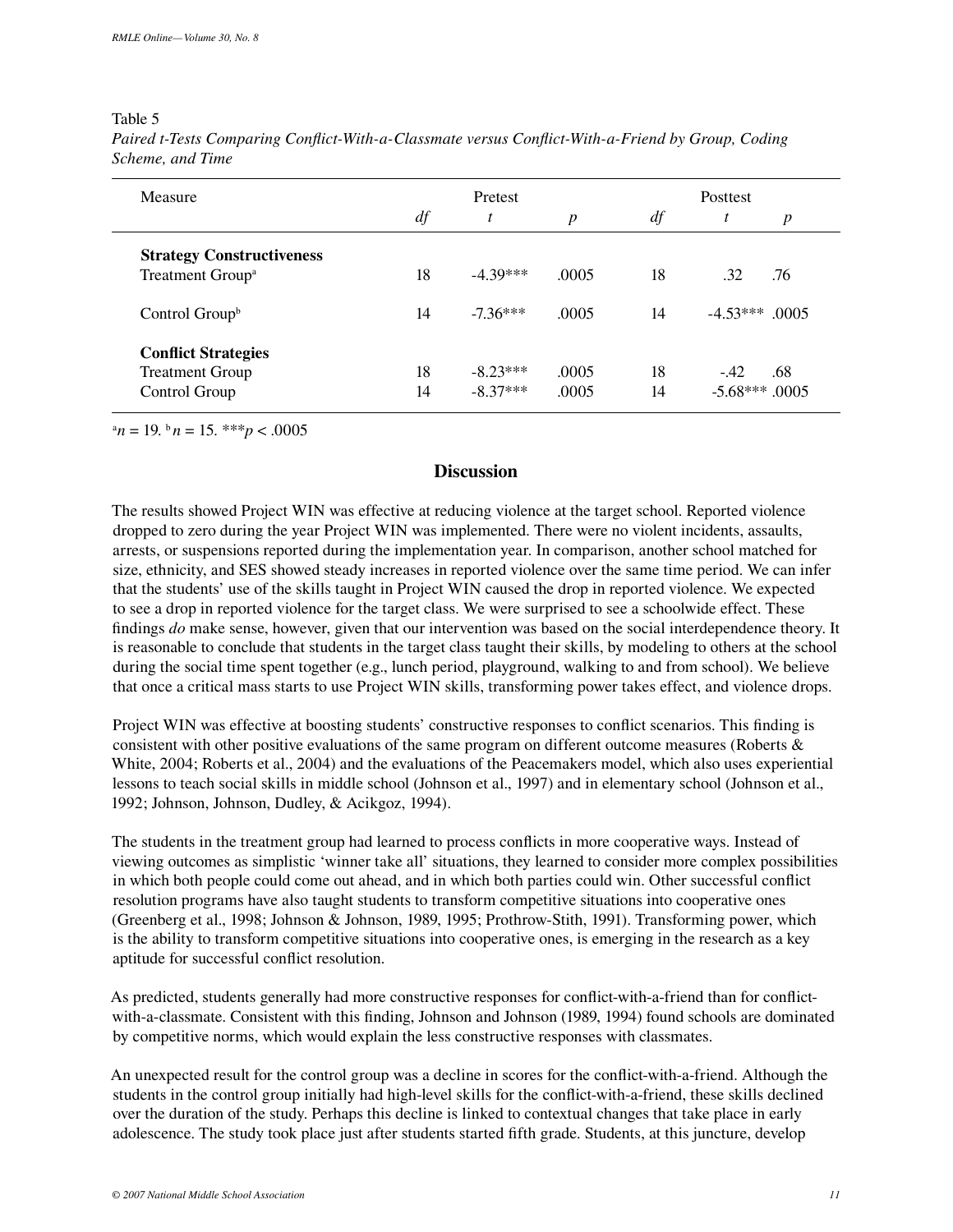Table 5

*Paired t-Tests Comparing Conflict-With-a-Classmate versus Conflict-With-a-Friend by Group, Coding Scheme, and Time*

| Measure | Pretest | | | Posttest | | |
|---|---|---|---|---|---|---|
| | *df* | *t* | *p* | *df* | *t* | *p* |
| **Strategy Constructiveness** | | | | | | |
| Treatment Group[a] | 18 | -4.39*** | .0005 | 18 | .32 | .76 |
| Control Group[b] | 14 | -7.36*** | .0005 | 14 | -4.53*** | .0005 |
| **Conflict Strategies** | | | | | | |
| Treatment Group | 18 | -8.23*** | .0005 | 18 | -.42 | .68 |
| Control Group | 14 | -8.37*** | .0005 | 14 | -5.68*** | .0005 |

[a]$n = 19$. [b]$n = 15$. ***$p < .0005$

## Discussion

The results showed Project WIN was effective at reducing violence at the target school. Reported violence dropped to zero during the year Project WIN was implemented. There were no violent incidents, assaults, arrests, or suspensions reported during the implementation year. In comparison, another school matched for size, ethnicity, and SES showed steady increases in reported violence over the same time period. We can infer that the students' use of the skills taught in Project WIN caused the drop in reported violence. We expected to see a drop in reported violence for the target class. We were surprised to see a schoolwide effect. These findings *do* make sense, however, given that our intervention was based on the social interdependence theory. It is reasonable to conclude that students in the target class taught their skills, by modeling to others at the school during the social time spent together (e.g., lunch period, playground, walking to and from school). We believe that once a critical mass starts to use Project WIN skills, transforming power takes effect, and violence drops.

Project WIN was effective at boosting students' constructive responses to conflict scenarios. This finding is consistent with other positive evaluations of the same program on different outcome measures (Roberts & White, 2004; Roberts et al., 2004) and the evaluations of the Peacemakers model, which also uses experiential lessons to teach social skills in middle school (Johnson et al., 1997) and in elementary school (Johnson et al., 1992; Johnson, Johnson, Dudley, & Acikgoz, 1994).

The students in the treatment group had learned to process conflicts in more cooperative ways. Instead of viewing outcomes as simplistic 'winner take all' situations, they learned to consider more complex possibilities in which both people could come out ahead, and in which both parties could win. Other successful conflict resolution programs have also taught students to transform competitive situations into cooperative ones (Greenberg et al., 1998; Johnson & Johnson, 1989, 1995; Prothrow-Stith, 1991). Transforming power, which is the ability to transform competitive situations into cooperative ones, is emerging in the research as a key aptitude for successful conflict resolution.

As predicted, students generally had more constructive responses for conflict-with-a-friend than for conflict-with-a-classmate. Consistent with this finding, Johnson and Johnson (1989, 1994) found schools are dominated by competitive norms, which would explain the less constructive responses with classmates.

An unexpected result for the control group was a decline in scores for the conflict-with-a-friend. Although the students in the control group initially had high-level skills for the conflict-with-a-friend, these skills declined over the duration of the study. Perhaps this decline is linked to contextual changes that take place in early adolescence. The study took place just after students started fifth grade. Students, at this juncture, develop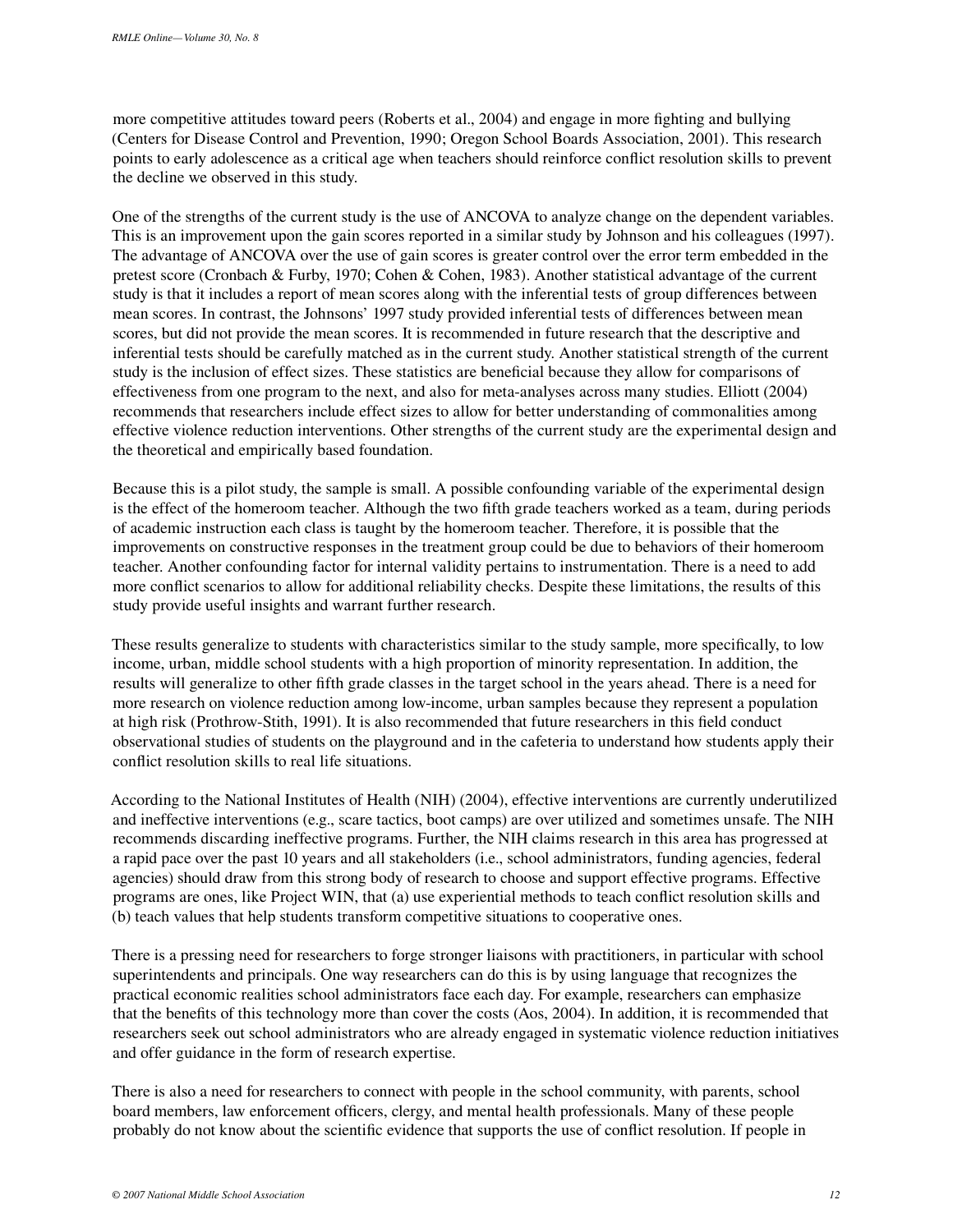more competitive attitudes toward peers (Roberts et al., 2004) and engage in more fighting and bullying (Centers for Disease Control and Prevention, 1990; Oregon School Boards Association, 2001). This research points to early adolescence as a critical age when teachers should reinforce conflict resolution skills to prevent the decline we observed in this study.

One of the strengths of the current study is the use of ANCOVA to analyze change on the dependent variables. This is an improvement upon the gain scores reported in a similar study by Johnson and his colleagues (1997). The advantage of ANCOVA over the use of gain scores is greater control over the error term embedded in the pretest score (Cronbach & Furby, 1970; Cohen & Cohen, 1983). Another statistical advantage of the current study is that it includes a report of mean scores along with the inferential tests of group differences between mean scores. In contrast, the Johnsons' 1997 study provided inferential tests of differences between mean scores, but did not provide the mean scores. It is recommended in future research that the descriptive and inferential tests should be carefully matched as in the current study. Another statistical strength of the current study is the inclusion of effect sizes. These statistics are beneficial because they allow for comparisons of effectiveness from one program to the next, and also for meta-analyses across many studies. Elliott (2004) recommends that researchers include effect sizes to allow for better understanding of commonalities among effective violence reduction interventions. Other strengths of the current study are the experimental design and the theoretical and empirically based foundation.

Because this is a pilot study, the sample is small. A possible confounding variable of the experimental design is the effect of the homeroom teacher. Although the two fifth grade teachers worked as a team, during periods of academic instruction each class is taught by the homeroom teacher. Therefore, it is possible that the improvements on constructive responses in the treatment group could be due to behaviors of their homeroom teacher. Another confounding factor for internal validity pertains to instrumentation. There is a need to add more conflict scenarios to allow for additional reliability checks. Despite these limitations, the results of this study provide useful insights and warrant further research.

These results generalize to students with characteristics similar to the study sample, more specifically, to low income, urban, middle school students with a high proportion of minority representation. In addition, the results will generalize to other fifth grade classes in the target school in the years ahead. There is a need for more research on violence reduction among low-income, urban samples because they represent a population at high risk (Prothrow-Stith, 1991). It is also recommended that future researchers in this field conduct observational studies of students on the playground and in the cafeteria to understand how students apply their conflict resolution skills to real life situations.

According to the National Institutes of Health (NIH) (2004), effective interventions are currently underutilized and ineffective interventions (e.g., scare tactics, boot camps) are over utilized and sometimes unsafe. The NIH recommends discarding ineffective programs. Further, the NIH claims research in this area has progressed at a rapid pace over the past 10 years and all stakeholders (i.e., school administrators, funding agencies, federal agencies) should draw from this strong body of research to choose and support effective programs. Effective programs are ones, like Project WIN, that (a) use experiential methods to teach conflict resolution skills and (b) teach values that help students transform competitive situations to cooperative ones.

There is a pressing need for researchers to forge stronger liaisons with practitioners, in particular with school superintendents and principals. One way researchers can do this is by using language that recognizes the practical economic realities school administrators face each day. For example, researchers can emphasize that the benefits of this technology more than cover the costs (Aos, 2004). In addition, it is recommended that researchers seek out school administrators who are already engaged in systematic violence reduction initiatives and offer guidance in the form of research expertise.

There is also a need for researchers to connect with people in the school community, with parents, school board members, law enforcement officers, clergy, and mental health professionals. Many of these people probably do not know about the scientific evidence that supports the use of conflict resolution. If people in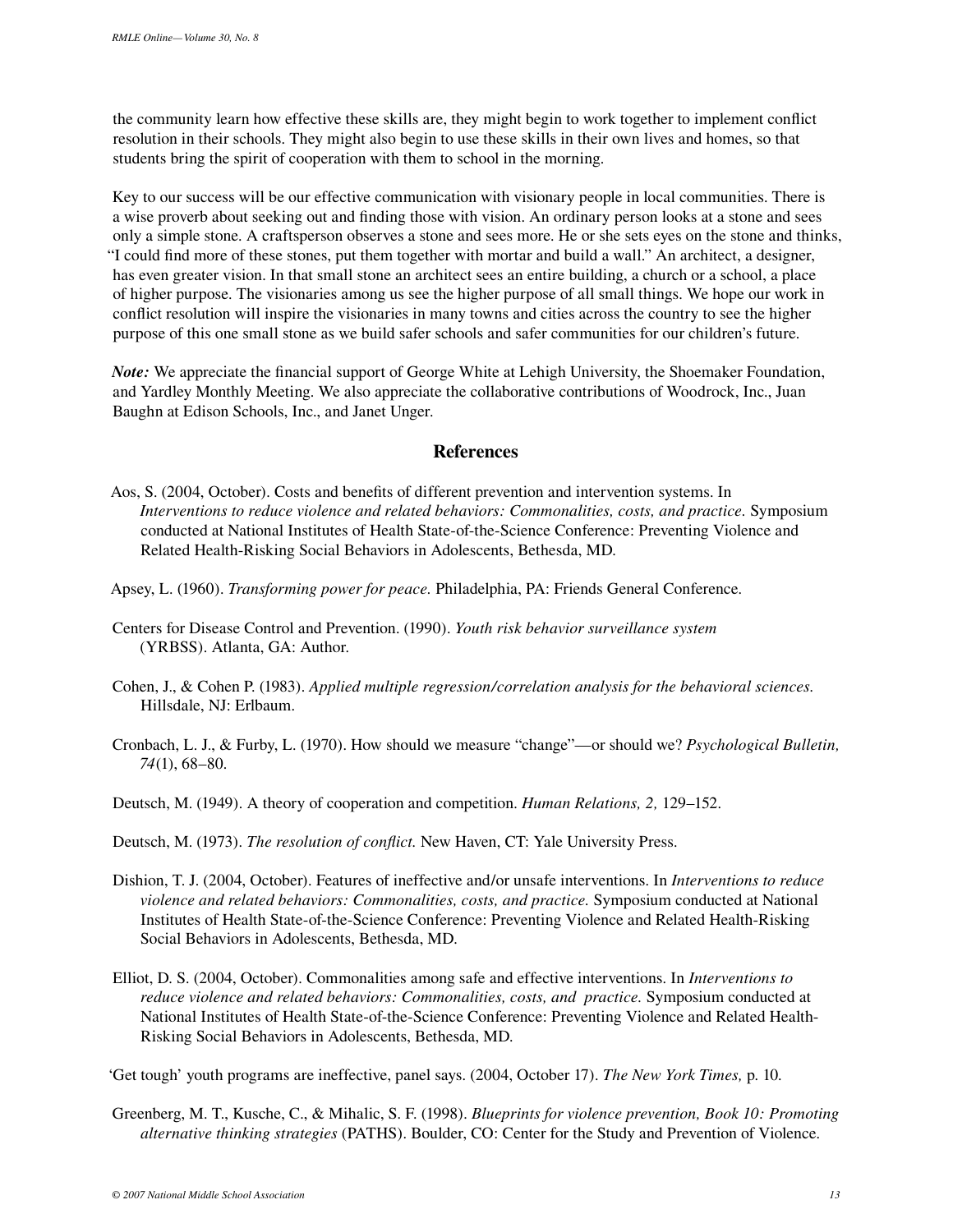the community learn how effective these skills are, they might begin to work together to implement conflict resolution in their schools. They might also begin to use these skills in their own lives and homes, so that students bring the spirit of cooperation with them to school in the morning.

Key to our success will be our effective communication with visionary people in local communities. There is a wise proverb about seeking out and finding those with vision. An ordinary person looks at a stone and sees only a simple stone. A craftsperson observes a stone and sees more. He or she sets eyes on the stone and thinks, "I could find more of these stones, put them together with mortar and build a wall." An architect, a designer, has even greater vision. In that small stone an architect sees an entire building, a church or a school, a place of higher purpose. The visionaries among us see the higher purpose of all small things. We hope our work in conflict resolution will inspire the visionaries in many towns and cities across the country to see the higher purpose of this one small stone as we build safer schools and safer communities for our children's future.

***Note:*** We appreciate the financial support of George White at Lehigh University, the Shoemaker Foundation, and Yardley Monthly Meeting. We also appreciate the collaborative contributions of Woodrock, Inc., Juan Baughn at Edison Schools, Inc., and Janet Unger.

## References

Aos, S. (2004, October). Costs and benefits of different prevention and intervention systems. In *Interventions to reduce violence and related behaviors: Commonalities, costs, and practice.* Symposium conducted at National Institutes of Health State-of-the-Science Conference: Preventing Violence and Related Health-Risking Social Behaviors in Adolescents, Bethesda, MD.

Apsey, L. (1960). *Transforming power for peace.* Philadelphia, PA: Friends General Conference.

Centers for Disease Control and Prevention. (1990). *Youth risk behavior surveillance system* (YRBSS). Atlanta, GA: Author.

Cohen, J., & Cohen P. (1983). *Applied multiple regression/correlation analysis for the behavioral sciences.* Hillsdale, NJ: Erlbaum.

Cronbach, L. J., & Furby, L. (1970). How should we measure "change"—or should we? *Psychological Bulletin, 74*(1), 68–80.

Deutsch, M. (1949). A theory of cooperation and competition. *Human Relations, 2,* 129–152.

Deutsch, M. (1973). *The resolution of conflict.* New Haven, CT: Yale University Press.

Dishion, T. J. (2004, October). Features of ineffective and/or unsafe interventions. In *Interventions to reduce violence and related behaviors: Commonalities, costs, and practice.* Symposium conducted at National Institutes of Health State-of-the-Science Conference: Preventing Violence and Related Health-Risking Social Behaviors in Adolescents, Bethesda, MD.

Elliot, D. S. (2004, October). Commonalities among safe and effective interventions. In *Interventions to reduce violence and related behaviors: Commonalities, costs, and practice.* Symposium conducted at National Institutes of Health State-of-the-Science Conference: Preventing Violence and Related Health-Risking Social Behaviors in Adolescents, Bethesda, MD.

'Get tough' youth programs are ineffective, panel says. (2004, October 17). *The New York Times,* p. 10.

Greenberg, M. T., Kusche, C., & Mihalic, S. F. (1998). *Blueprints for violence prevention, Book 10: Promoting alternative thinking strategies* (PATHS). Boulder, CO: Center for the Study and Prevention of Violence.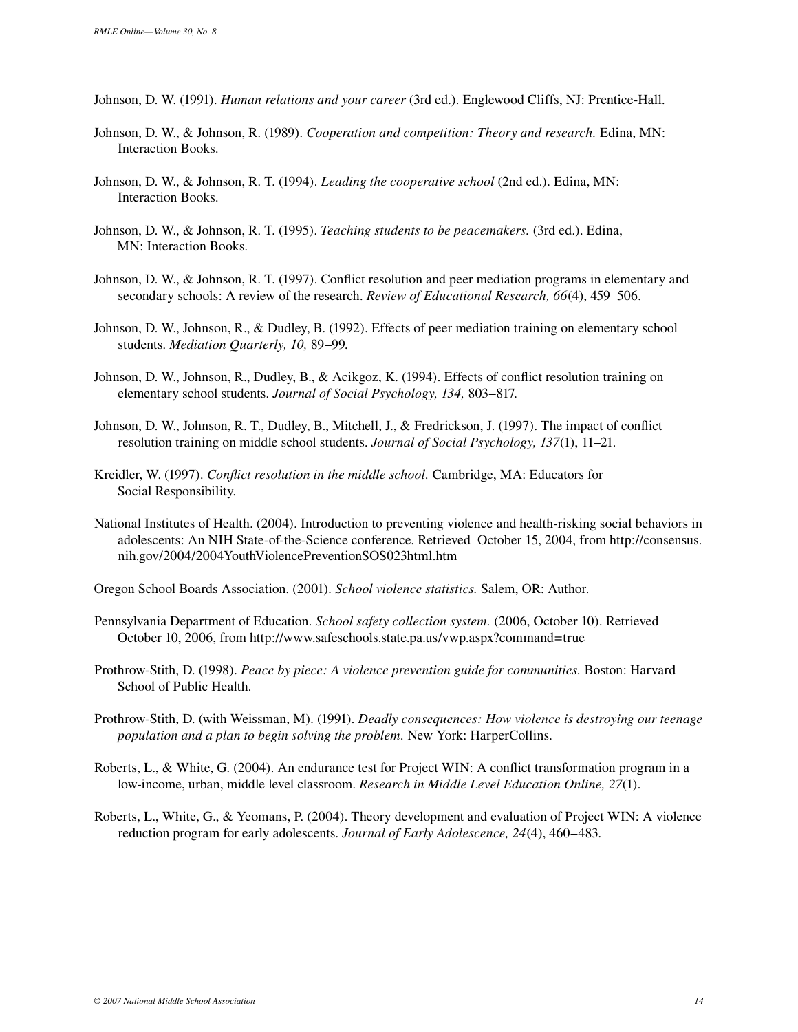Johnson, D. W. (1991). *Human relations and your career* (3rd ed.). Englewood Cliffs, NJ: Prentice-Hall.

Johnson, D. W., & Johnson, R. (1989). *Cooperation and competition: Theory and research.* Edina, MN: Interaction Books.

Johnson, D. W., & Johnson, R. T. (1994). *Leading the cooperative school* (2nd ed.). Edina, MN: Interaction Books.

Johnson, D. W., & Johnson, R. T. (1995). *Teaching students to be peacemakers.* (3rd ed.). Edina, MN: Interaction Books.

Johnson, D. W., & Johnson, R. T. (1997). Conflict resolution and peer mediation programs in elementary and secondary schools: A review of the research. *Review of Educational Research, 66*(4), 459–506.

Johnson, D. W., Johnson, R., & Dudley, B. (1992). Effects of peer mediation training on elementary school students. *Mediation Quarterly, 10,* 89–99.

Johnson, D. W., Johnson, R., Dudley, B., & Acikgoz, K. (1994). Effects of conflict resolution training on elementary school students. *Journal of Social Psychology, 134,* 803–817.

Johnson, D. W., Johnson, R. T., Dudley, B., Mitchell, J., & Fredrickson, J. (1997). The impact of conflict resolution training on middle school students. *Journal of Social Psychology, 137*(1), 11–21.

Kreidler, W. (1997). *Conflict resolution in the middle school.* Cambridge, MA: Educators for Social Responsibility.

National Institutes of Health. (2004). Introduction to preventing violence and health-risking social behaviors in adolescents: An NIH State-of-the-Science conference. Retrieved October 15, 2004, from http://consensus.nih.gov/2004/2004YouthViolencePreventionSOS023html.htm

Oregon School Boards Association. (2001). *School violence statistics.* Salem, OR: Author.

Pennsylvania Department of Education. *School safety collection system.* (2006, October 10). Retrieved October 10, 2006, from http://www.safeschools.state.pa.us/vwp.aspx?command=true

Prothrow-Stith, D. (1998). *Peace by piece: A violence prevention guide for communities.* Boston: Harvard School of Public Health.

Prothrow-Stith, D. (with Weissman, M). (1991). *Deadly consequences: How violence is destroying our teenage population and a plan to begin solving the problem.* New York: HarperCollins.

Roberts, L., & White, G. (2004). An endurance test for Project WIN: A conflict transformation program in a low-income, urban, middle level classroom. *Research in Middle Level Education Online, 27*(1).

Roberts, L., White, G., & Yeomans, P. (2004). Theory development and evaluation of Project WIN: A violence reduction program for early adolescents. *Journal of Early Adolescence, 24*(4), 460–483.